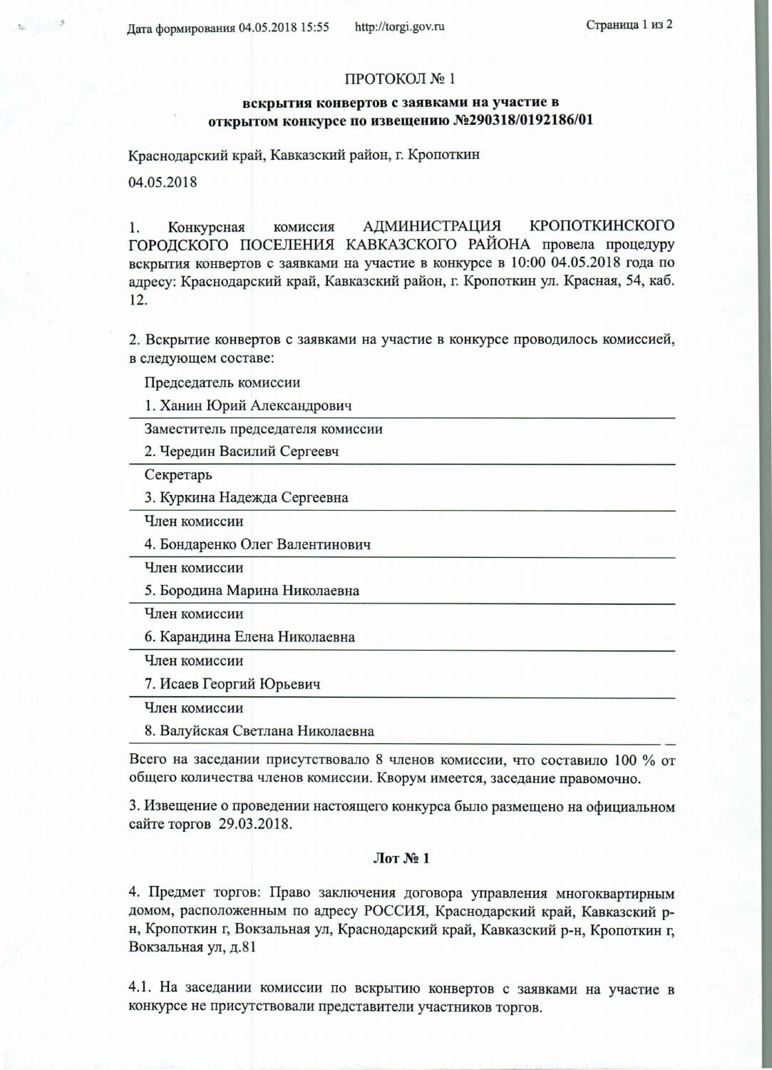# ПРОТОКОЛ № 1

## вскрытия конвертов с заявками на участие в открытом конкурсе по извещению №290318/0192186/01

Краснодарский край, Кавказский район, г. Кропоткин

04.05.2018

1. Конкурсная комиссия АДМИНИСТРАЦИЯ КРОПОТКИНСКОГО ГОРОДСКОГО ПОСЕЛЕНИЯ КАВКАЗСКОГО РАЙОНА провела процедуру вскрытия конвертов с заявками на участие в конкурсе в 10:00 04.05.2018 года по адресу: Краснодарский край, Кавказский район, г. Кропоткин ул. Красная, 54, каб. 12.

2. Вскрытие конвертов с заявками на участие в конкурсе проводилось комиссией, в следующем составе:

Председатель комиссии
1. Ханин Юрий Александрович

Заместитель председателя комиссии
2. Чередин Василий Сергеевч

Секретарь
3. Куркина Надежда Сергеевна

Член комиссии
4. Бондаренко Олег Валентинович

Член комиссии
5. Бородина Марина Николаевна

Член комиссии
6. Карандина Елена Николаевна

Член комиссии
7. Исаев Георгий Юрьевич

Член комиссии
8. Валуйская Светлана Николаевна

Всего на заседании присутствовало 8 членов комиссии, что составило 100 % от общего количества членов комиссии. Кворум имеется, заседание правомочно.

3. Извещение о проведении настоящего конкурса было размещено на официальном сайте торгов 29.03.2018.

### Лот № 1

4. Предмет торгов: Право заключения договора управления многоквартирным домом, расположенным по адресу РОССИЯ, Краснодарский край, Кавказский р-н, Кропоткин г, Вокзальная ул, Краснодарский край, Кавказский р-н, Кропоткин г, Вокзальная ул, д.81

4.1. На заседании комиссии по вскрытию конвертов с заявками на участие в конкурсе не присутствовали представители участников торгов.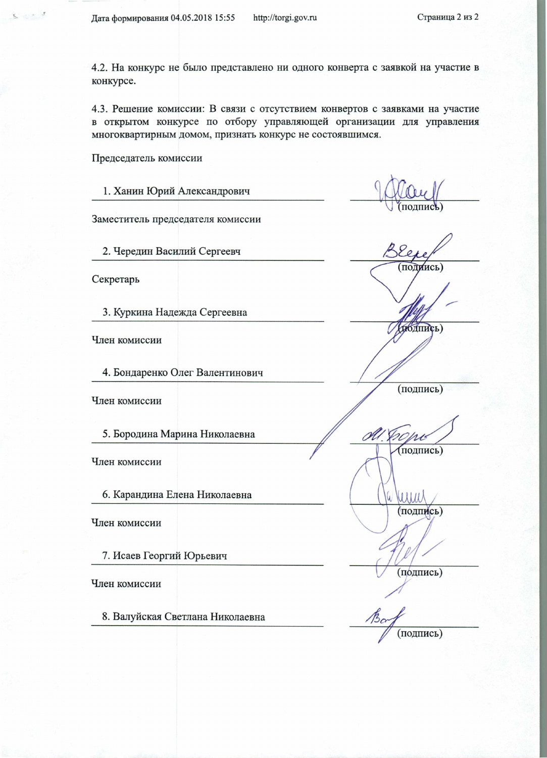4.2. На конкурс не было представлено ни одного конверта с заявкой на участие в конкурсе.

4.3. Решение комиссии: В связи с отсутствием конвертов с заявками на участие в открытом конкурсе по отбору управляющей организации для управления многоквартирным домом, признать конкурс не состоявшимся.

Председатель комиссии

| | |
|---|---|
| 1. Ханин Юрий Александрович | (подпись) |

Заместитель председателя комиссии

| | |
|---|---|
| 2. Чередин Василий Сергеевч | (подпись) |

Секретарь

| | |
|---|---|
| 3. Куркина Надежда Сергеевна | (подпись) |

Член комиссии

| | |
|---|---|
| 4. Бондаренко Олег Валентинович | (подпись) |

Член комиссии

| | |
|---|---|
| 5. Бородина Марина Николаевна | (подпись) |

Член комиссии

| | |
|---|---|
| 6. Карандина Елена Николаевна | (подпись) |

Член комиссии

| | |
|---|---|
| 7. Исаев Георгий Юрьевич | (подпись) |

Член комиссии

| | |
|---|---|
| 8. Валуйская Светлана Николаевна | (подпись) |